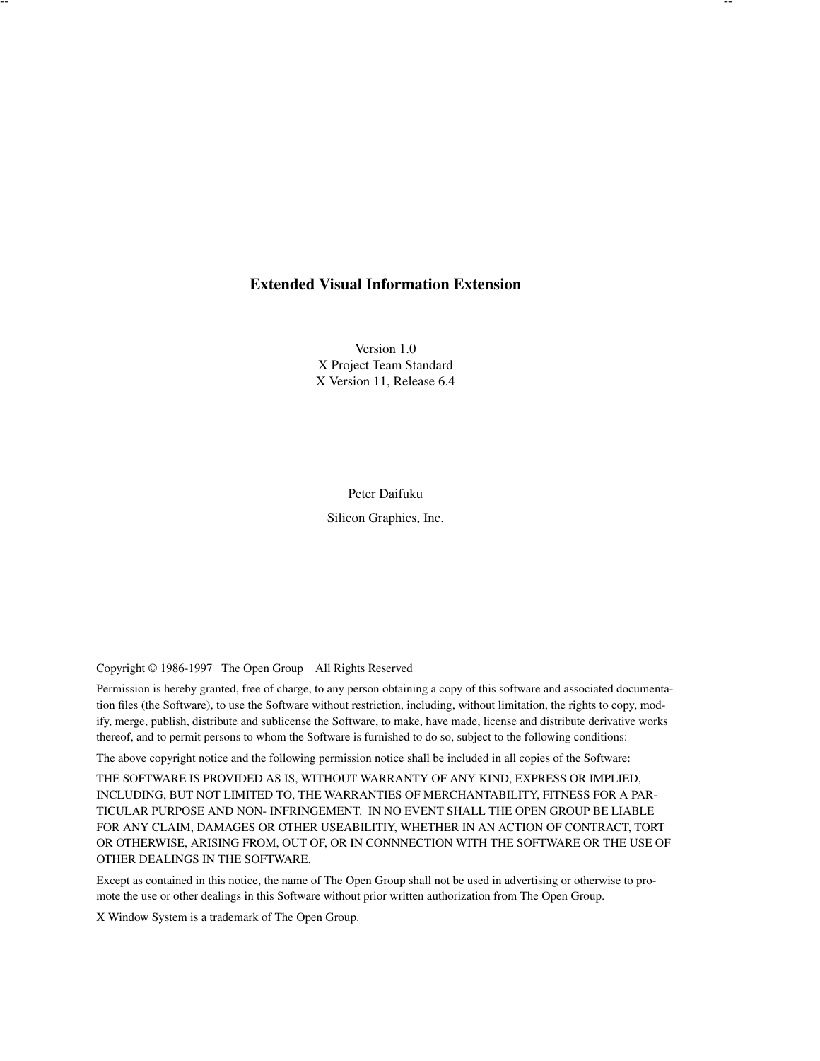# Extended Visual Information Extension

Version 1.0
X Project Team Standard
X Version 11, Release 6.4

Peter Daifuku

Silicon Graphics, Inc.

Copyright © 1986-1997 The Open Group All Rights Reserved

Permission is hereby granted, free of charge, to any person obtaining a copy of this software and associated documentation files (the Software), to use the Software without restriction, including, without limitation, the rights to copy, modify, merge, publish, distribute and sublicense the Software, to make, have made, license and distribute derivative works thereof, and to permit persons to whom the Software is furnished to do so, subject to the following conditions:

The above copyright notice and the following permission notice shall be included in all copies of the Software:

THE SOFTWARE IS PROVIDED AS IS, WITHOUT WARRANTY OF ANY KIND, EXPRESS OR IMPLIED, INCLUDING, BUT NOT LIMITED TO, THE WARRANTIES OF MERCHANTABILITY, FITNESS FOR A PARTICULAR PURPOSE AND NON- INFRINGEMENT. IN NO EVENT SHALL THE OPEN GROUP BE LIABLE FOR ANY CLAIM, DAMAGES OR OTHER USEABILITIY, WHETHER IN AN ACTION OF CONTRACT, TORT OR OTHERWISE, ARISING FROM, OUT OF, OR IN CONNNECTION WITH THE SOFTWARE OR THE USE OF OTHER DEALINGS IN THE SOFTWARE.

Except as contained in this notice, the name of The Open Group shall not be used in advertising or otherwise to promote the use or other dealings in this Software without prior written authorization from The Open Group.

X Window System is a trademark of The Open Group.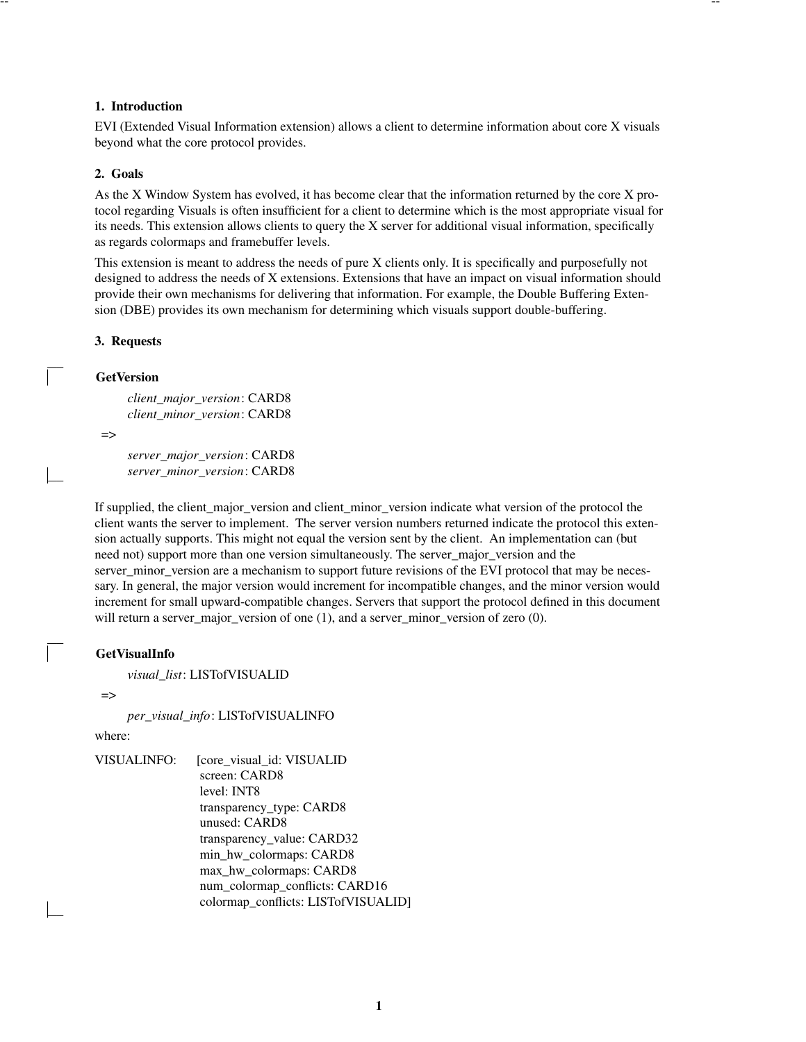## 1. Introduction

EVI (Extended Visual Information extension) allows a client to determine information about core X visuals beyond what the core protocol provides.

## 2. Goals

As the X Window System has evolved, it has become clear that the information returned by the core X protocol regarding Visuals is often insufficient for a client to determine which is the most appropriate visual for its needs. This extension allows clients to query the X server for additional visual information, specifically as regards colormaps and framebuffer levels.

This extension is meant to address the needs of pure X clients only. It is specifically and purposefully not designed to address the needs of X extensions. Extensions that have an impact on visual information should provide their own mechanisms for delivering that information. For example, the Double Buffering Extension (DBE) provides its own mechanism for determining which visuals support double-buffering.

## 3. Requests

**GetVersion**

*client_major_version*: CARD8
*client_minor_version*: CARD8

=>

*server_major_version*: CARD8
*server_minor_version*: CARD8

If supplied, the client_major_version and client_minor_version indicate what version of the protocol the client wants the server to implement. The server version numbers returned indicate the protocol this extension actually supports. This might not equal the version sent by the client. An implementation can (but need not) support more than one version simultaneously. The server_major_version and the server_minor_version are a mechanism to support future revisions of the EVI protocol that may be necessary. In general, the major version would increment for incompatible changes, and the minor version would increment for small upward-compatible changes. Servers that support the protocol defined in this document will return a server_major_version of one (1), and a server_minor_version of zero (0).

**GetVisualInfo**

*visual_list*: LISTofVISUALID

=>

*per_visual_info*: LISTofVISUALINFO

where:

```
VISUALINFO:   [core_visual_id: VISUALID
               screen: CARD8
               level: INT8
               transparency_type: CARD8
               unused: CARD8
               transparency_value: CARD32
               min_hw_colormaps: CARD8
               max_hw_colormaps: CARD8
               num_colormap_conflicts: CARD16
               colormap_conflicts: LISTofVISUALID]
```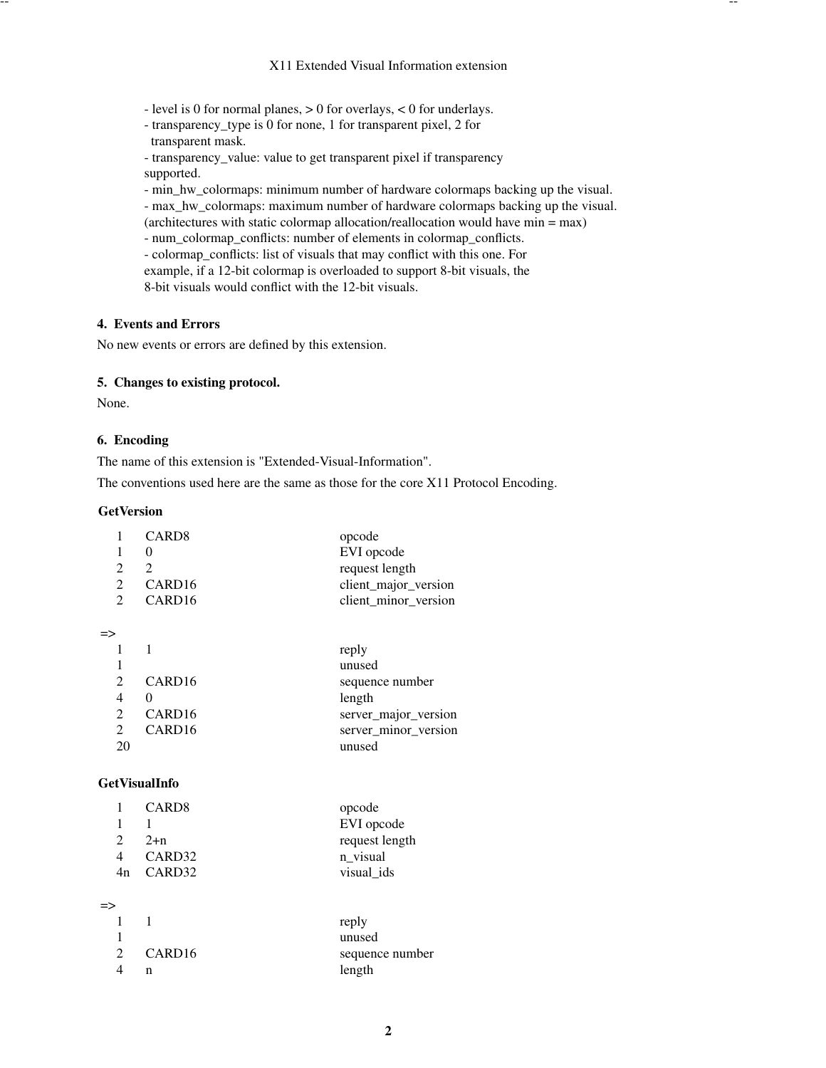- level is 0 for normal planes, > 0 for overlays, < 0 for underlays.
- transparency_type is 0 for none, 1 for transparent pixel, 2 for transparent mask.
- transparency_value: value to get transparent pixel if transparency supported.
- min_hw_colormaps: minimum number of hardware colormaps backing up the visual.
- max_hw_colormaps: maximum number of hardware colormaps backing up the visual. (architectures with static colormap allocation/reallocation would have min = max)
- num_colormap_conflicts: number of elements in colormap_conflicts.
- colormap_conflicts: list of visuals that may conflict with this one. For example, if a 12-bit colormap is overloaded to support 8-bit visuals, the 8-bit visuals would conflict with the 12-bit visuals.

## 4. Events and Errors

No new events or errors are defined by this extension.

## 5. Changes to existing protocol.

None.

## 6. Encoding

The name of this extension is "Extended-Visual-Information".

The conventions used here are the same as those for the core X11 Protocol Encoding.

**GetVersion**

```
    1    CARD8                    opcode
    1    0                        EVI opcode
    2    2                        request length
    2    CARD16                   client_major_version
    2    CARD16                   client_minor_version

=>
    1    1                        reply
    1                             unused
    2    CARD16                   sequence number
    4    0                        length
    2    CARD16                   server_major_version
    2    CARD16                   server_minor_version
    20                            unused
```

**GetVisualInfo**

```
    1    CARD8                    opcode
    1    1                        EVI opcode
    2    2+n                      request length
    4    CARD32                   n_visual
    4n   CARD32                   visual_ids

=>
    1    1                        reply
    1                             unused
    2    CARD16                   sequence number
    4    n                        length
```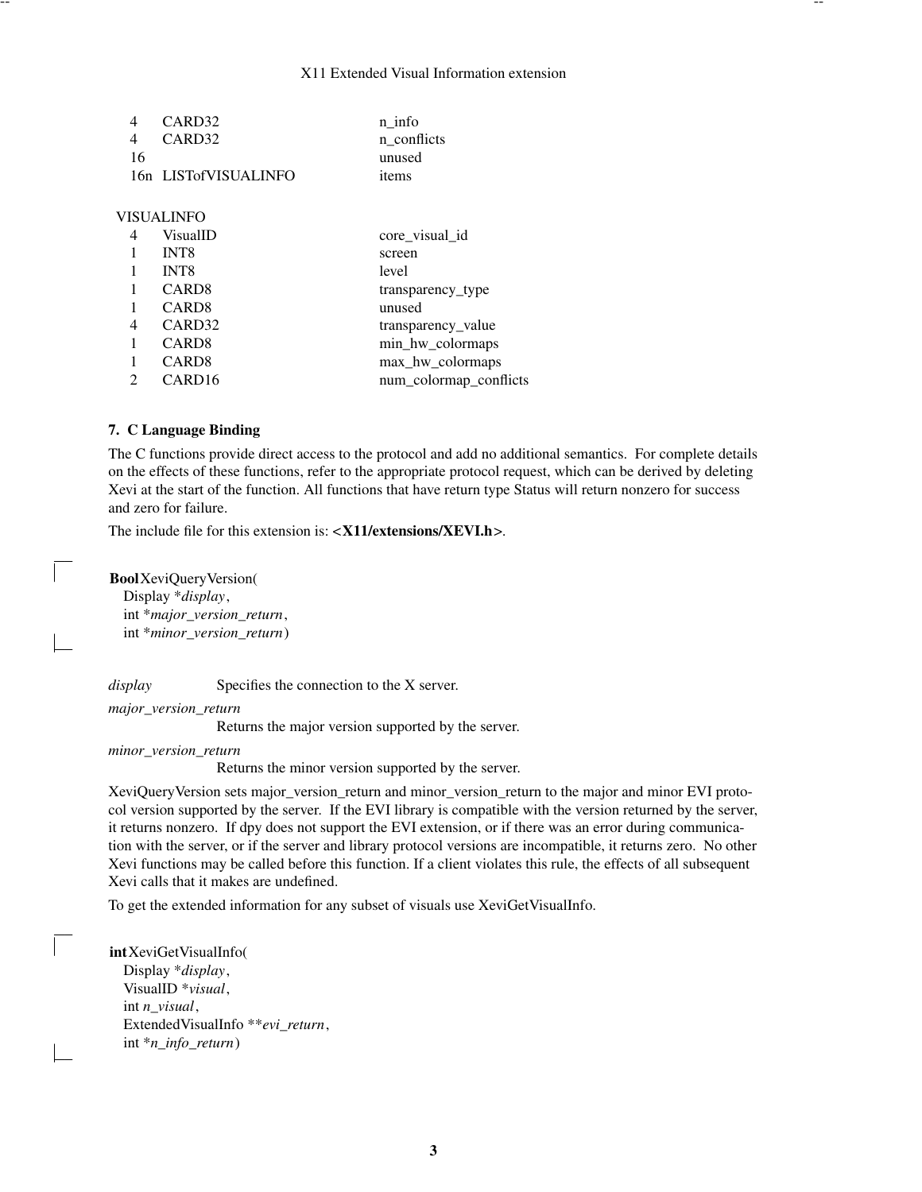| | | |
|---|---|---|
| 4 | CARD32 | n_info |
| 4 | CARD32 | n_conflicts |
| 16 | | unused |
| 16n | LISTofVISUALINFO | items |

VISUALINFO

| | | |
|---|---|---|
| 4 | VisualID | core_visual_id |
| 1 | INT8 | screen |
| 1 | INT8 | level |
| 1 | CARD8 | transparency_type |
| 1 | CARD8 | unused |
| 4 | CARD32 | transparency_value |
| 1 | CARD8 | min_hw_colormaps |
| 1 | CARD8 | max_hw_colormaps |
| 2 | CARD16 | num_colormap_conflicts |

### 7. C Language Binding

The C functions provide direct access to the protocol and add no additional semantics. For complete details on the effects of these functions, refer to the appropriate protocol request, which can be derived by deleting Xevi at the start of the function. All functions that have return type Status will return nonzero for success and zero for failure.

The include file for this extension is: **<X11/extensions/XEVI.h>**.

```
Bool XeviQueryVersion(
    Display *display,
    int *major_version_return,
    int *minor_version_return)
```

*display* Specifies the connection to the X server.

*major_version_return*
Returns the major version supported by the server.

*minor_version_return*
Returns the minor version supported by the server.

XeviQueryVersion sets major_version_return and minor_version_return to the major and minor EVI protocol version supported by the server. If the EVI library is compatible with the version returned by the server, it returns nonzero. If dpy does not support the EVI extension, or if there was an error during communication with the server, or if the server and library protocol versions are incompatible, it returns zero. No other Xevi functions may be called before this function. If a client violates this rule, the effects of all subsequent Xevi calls that it makes are undefined.

To get the extended information for any subset of visuals use XeviGetVisualInfo.

```
int XeviGetVisualInfo(
    Display *display,
    VisualID *visual,
    int n_visual,
    ExtendedVisualInfo **evi_return,
    int *n_info_return)
```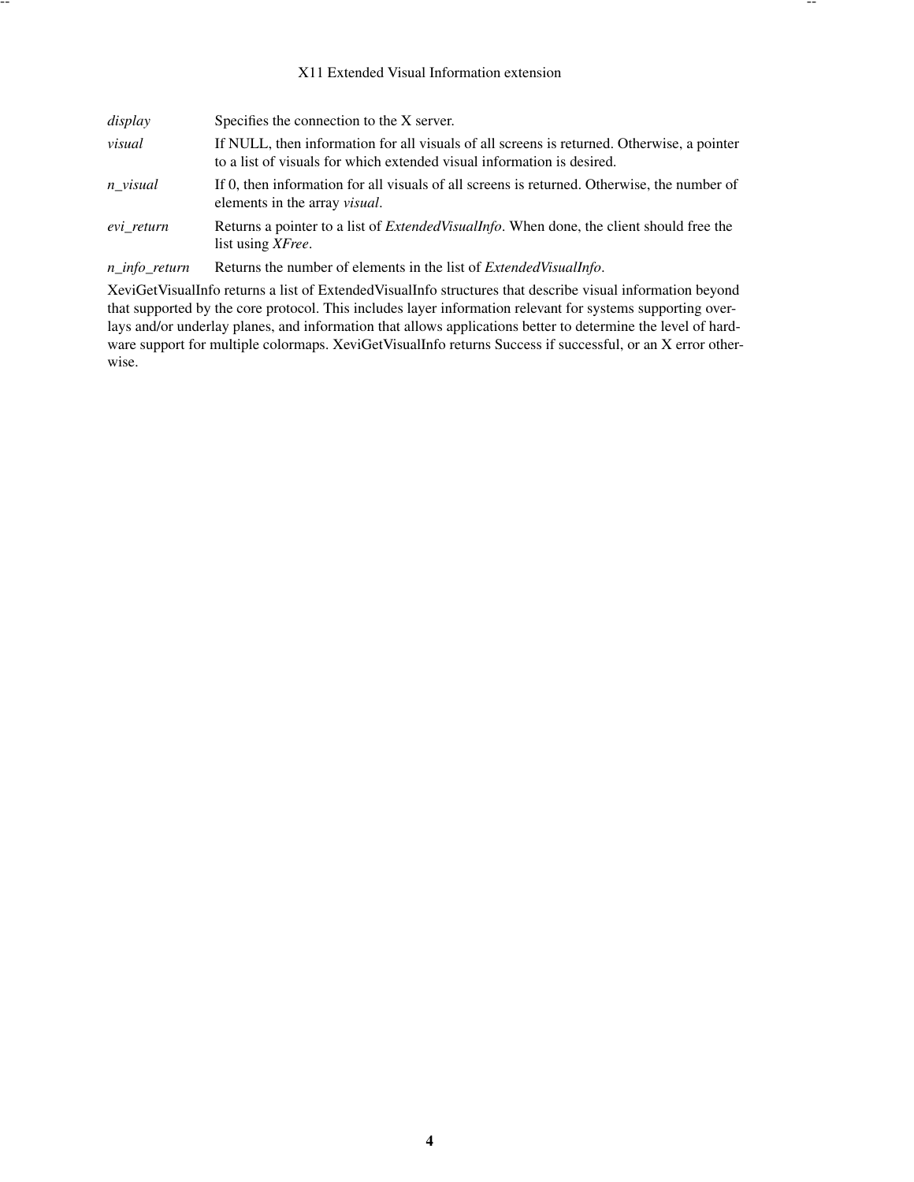*display* Specifies the connection to the X server.

*visual* If NULL, then information for all visuals of all screens is returned. Otherwise, a pointer to a list of visuals for which extended visual information is desired.

*n_visual* If 0, then information for all visuals of all screens is returned. Otherwise, the number of elements in the array *visual*.

*evi_return* Returns a pointer to a list of *ExtendedVisualInfo*. When done, the client should free the list using *XFree*.

*n_info_return* Returns the number of elements in the list of *ExtendedVisualInfo*.

XeviGetVisualInfo returns a list of ExtendedVisualInfo structures that describe visual information beyond that supported by the core protocol. This includes layer information relevant for systems supporting overlays and/or underlay planes, and information that allows applications better to determine the level of hardware support for multiple colormaps. XeviGetVisualInfo returns Success if successful, or an X error otherwise.